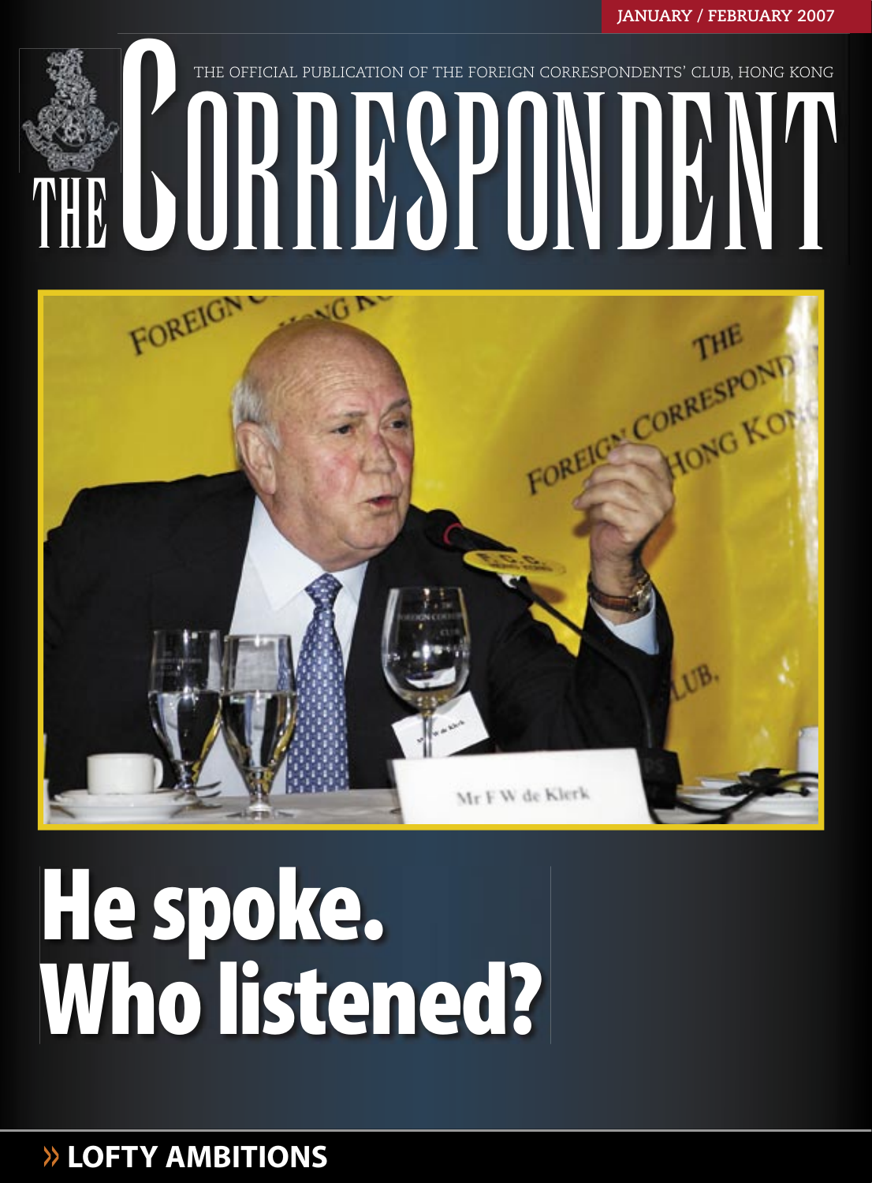JANUARY / FEBRUARY 2007

THE OFFICIAL PUBLICATION OF THE FOREIGN CORRESPONDENTS' CLUB, HONG KONG

# THE CORRESPONDENT

# He spoke. Who listened?

» **LOFTY AMBITIONS**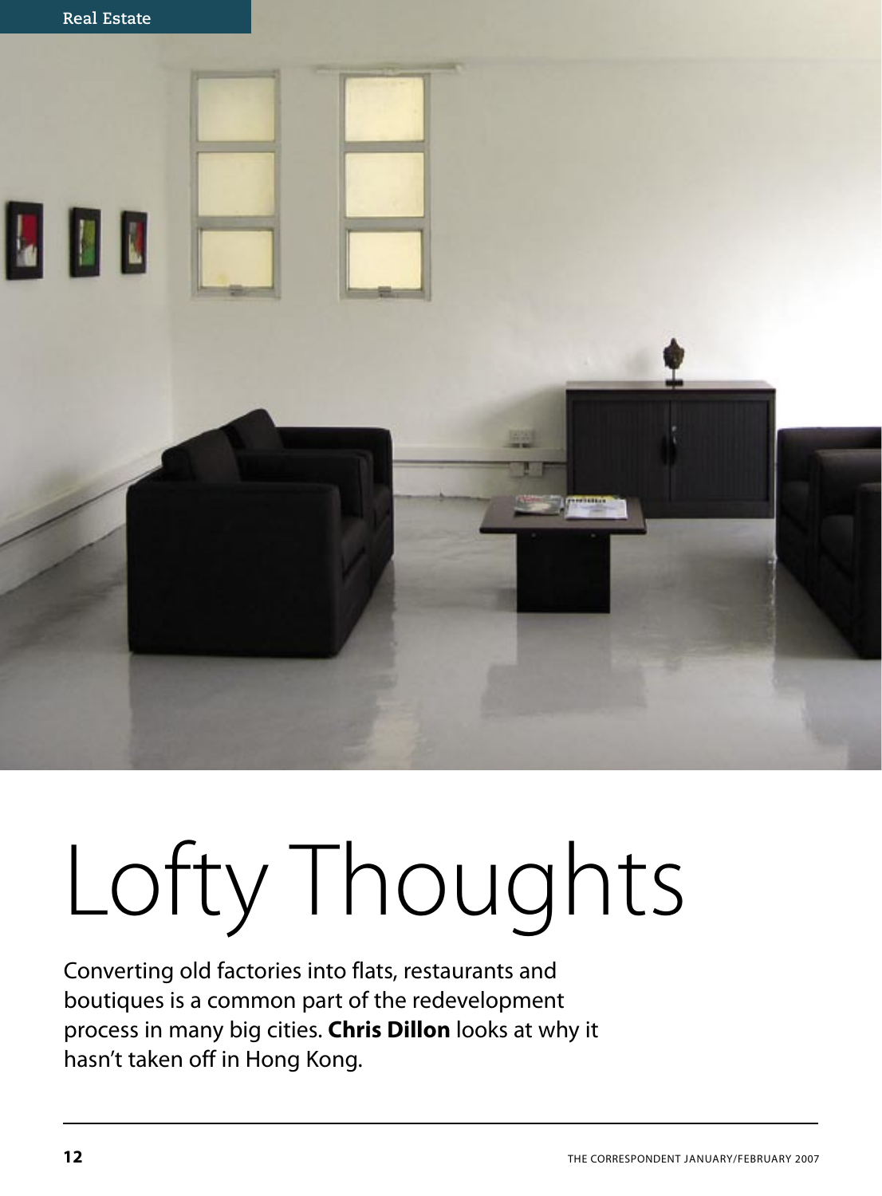# Lofty Thoughts

Converting old factories into flats, restaurants and boutiques is a common part of the redevelopment process in many big cities. **Chris Dillon** looks at why it hasn't taken off in Hong Kong.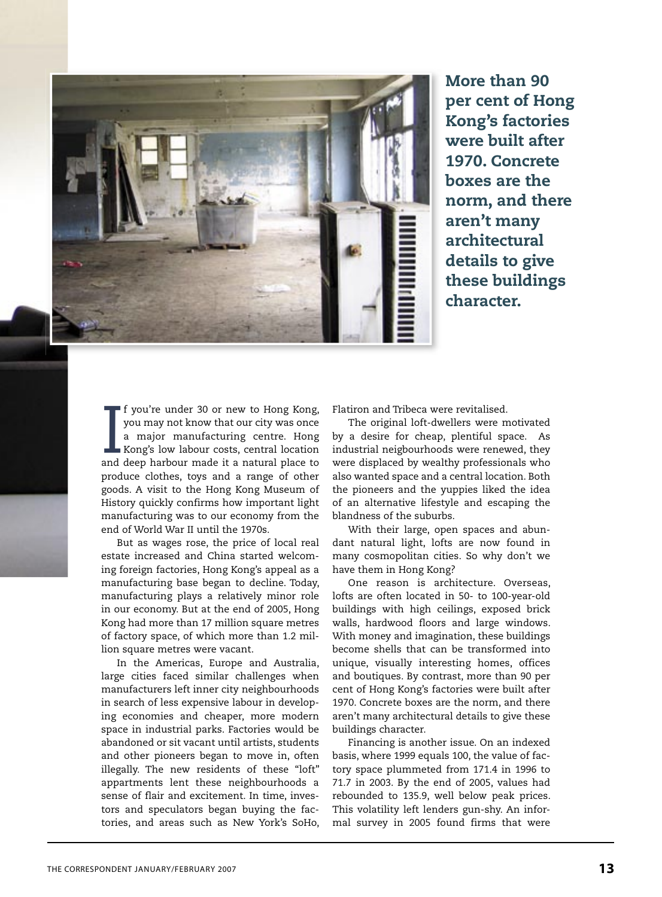**More than 90 per cent of Hong Kong's factories were built after 1970. Concrete boxes are the norm, and there aren't many architectural details to give these buildings character.**

If you're under 30 or new to Hong Kong, you may not know that our city was once a major manufacturing centre. Hong Kong's low labour costs, central location and deep harbour made it a natural place to produce clothes, toys and a range of other goods. A visit to the Hong Kong Museum of History quickly confirms how important light manufacturing was to our economy from the end of World War II until the 1970s.

But as wages rose, the price of local real estate increased and China started welcoming foreign factories, Hong Kong's appeal as a manufacturing base began to decline. Today, manufacturing plays a relatively minor role in our economy. But at the end of 2005, Hong Kong had more than 17 million square metres of factory space, of which more than 1.2 million square metres were vacant.

In the Americas, Europe and Australia, large cities faced similar challenges when manufacturers left inner city neighbourhoods in search of less expensive labour in developing economies and cheaper, more modern space in industrial parks. Factories would be abandoned or sit vacant until artists, students and other pioneers began to move in, often illegally. The new residents of these "loft" appartments lent these neighbourhoods a sense of flair and excitement. In time, investors and speculators began buying the factories, and areas such as New York's SoHo, Flatiron and Tribeca were revitalised.

The original loft-dwellers were motivated by a desire for cheap, plentiful space. As industrial neigbourhoods were renewed, they were displaced by wealthy professionals who also wanted space and a central location. Both the pioneers and the yuppies liked the idea of an alternative lifestyle and escaping the blandness of the suburbs.

With their large, open spaces and abundant natural light, lofts are now found in many cosmopolitan cities. So why don't we have them in Hong Kong?

One reason is architecture. Overseas, lofts are often located in 50- to 100-year-old buildings with high ceilings, exposed brick walls, hardwood floors and large windows. With money and imagination, these buildings become shells that can be transformed into unique, visually interesting homes, offices and boutiques. By contrast, more than 90 per cent of Hong Kong's factories were built after 1970. Concrete boxes are the norm, and there aren't many architectural details to give these buildings character.

Financing is another issue. On an indexed basis, where 1999 equals 100, the value of factory space plummeted from 171.4 in 1996 to 71.7 in 2003. By the end of 2005, values had rebounded to 135.9, well below peak prices. This volatility left lenders gun-shy. An informal survey in 2005 found firms that were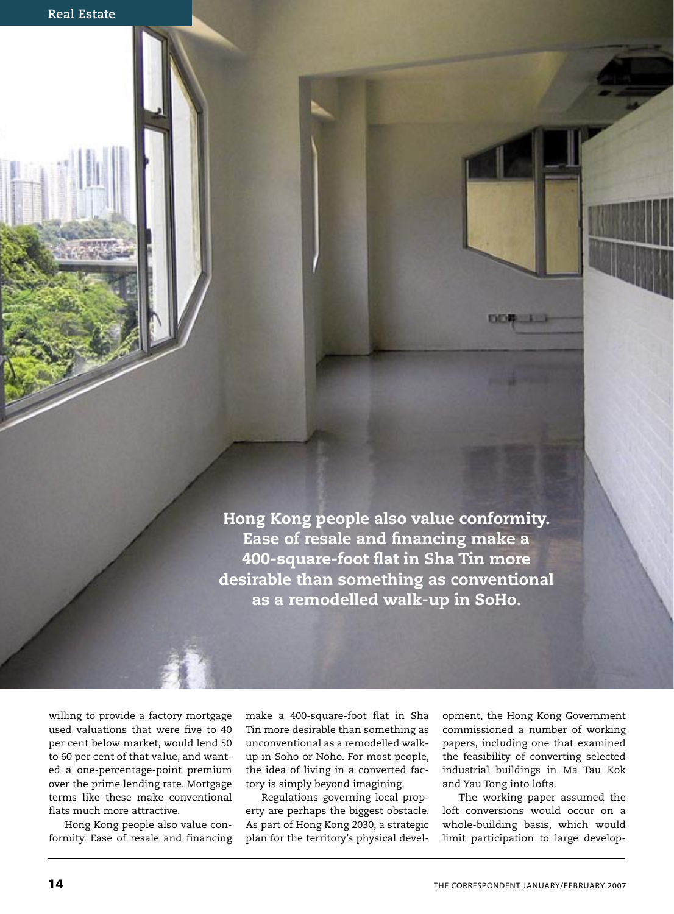> Hong Kong people also value conformity. Ease of resale and financing make a 400-square-foot flat in Sha Tin more desirable than something as conventional as a remodelled walk-up in SoHo.

willing to provide a factory mortgage used valuations that were five to 40 per cent below market, would lend 50 to 60 per cent of that value, and wanted a one-percentage-point premium over the prime lending rate. Mortgage terms like these make conventional flats much more attractive.

Hong Kong people also value conformity. Ease of resale and financing make a 400-square-foot flat in Sha Tin more desirable than something as unconventional as a remodelled walk-up in Soho or Noho. For most people, the idea of living in a converted factory is simply beyond imagining.

Regulations governing local property are perhaps the biggest obstacle. As part of Hong Kong 2030, a strategic plan for the territory's physical development, the Hong Kong Government commissioned a number of working papers, including one that examined the feasibility of converting selected industrial buildings in Ma Tau Kok and Yau Tong into lofts.

The working paper assumed the loft conversions would occur on a whole-building basis, which would limit participation to large develop-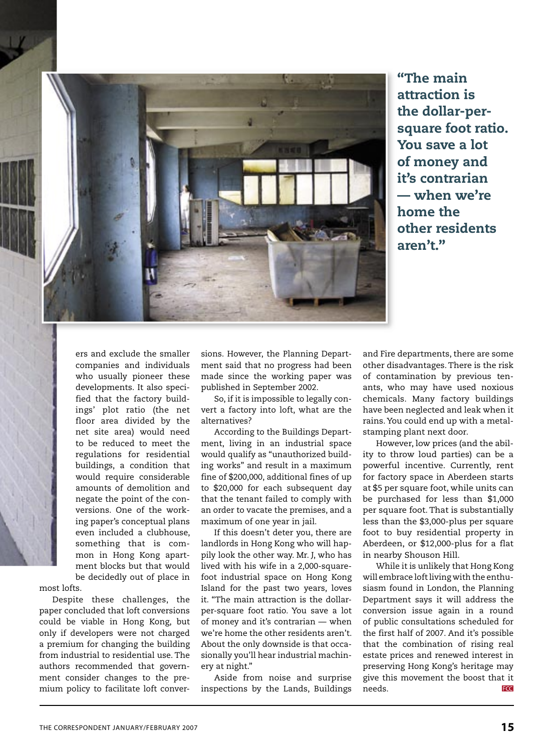"The main attraction is the dollar-per-square foot ratio. You save a lot of money and it's contrarian — when we're home the other residents aren't."

ers and exclude the smaller companies and individuals who usually pioneer these developments. It also specified that the factory buildings' plot ratio (the net floor area divided by the net site area) would need to be reduced to meet the regulations for residential buildings, a condition that would require considerable amounts of demolition and negate the point of the conversions. One of the working paper's conceptual plans even included a clubhouse, something that is common in Hong Kong apartment blocks but that would be decidedly out of place in most lofts.

Despite these challenges, the paper concluded that loft conversions could be viable in Hong Kong, but only if developers were not charged a premium for changing the building from industrial to residential use. The authors recommended that government consider changes to the premium policy to facilitate loft conversions. However, the Planning Department said that no progress had been made since the working paper was published in September 2002.

So, if it is impossible to legally convert a factory into loft, what are the alternatives?

According to the Buildings Department, living in an industrial space would qualify as "unauthorized building works" and result in a maximum fine of $200,000, additional fines of up to $20,000 for each subsequent day that the tenant failed to comply with an order to vacate the premises, and a maximum of one year in jail.

If this doesn't deter you, there are landlords in Hong Kong who will happily look the other way. Mr. J, who has lived with his wife in a 2,000-square-foot industrial space on Hong Kong Island for the past two years, loves it. "The main attraction is the dollar-per-square foot ratio. You save a lot of money and it's contrarian — when we're home the other residents aren't. About the only downside is that occasionally you'll hear industrial machinery at night."

Aside from noise and surprise inspections by the Lands, Buildings and Fire departments, there are some other disadvantages. There is the risk of contamination by previous tenants, who may have used noxious chemicals. Many factory buildings have been neglected and leak when it rains. You could end up with a metal-stamping plant next door.

However, low prices (and the ability to throw loud parties) can be a powerful incentive. Currently, rent for factory space in Aberdeen starts at $5 per square foot, while units can be purchased for less than $1,000 per square foot. That is substantially less than the $3,000-plus per square foot to buy residential property in Aberdeen, or $12,000-plus for a flat in nearby Shouson Hill.

While it is unlikely that Hong Kong will embrace loft living with the enthusiasm found in London, the Planning Department says it will address the conversion issue again in a round of public consultations scheduled for the first half of 2007. And it's possible that the combination of rising real estate prices and renewed interest in preserving Hong Kong's heritage may give this movement the boost that it needs. FCC